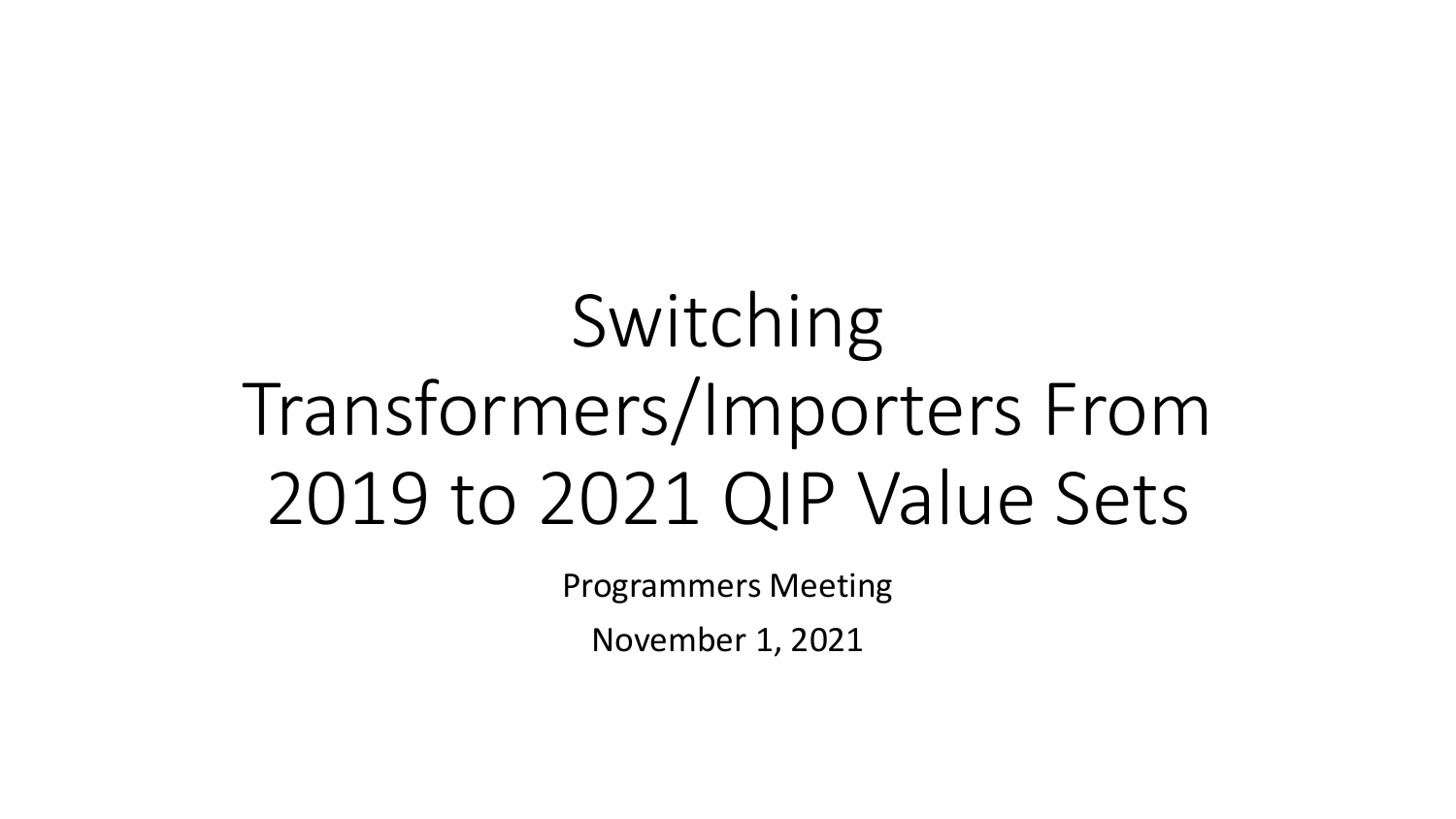# Switching Transformers/Importers From 2019 to 2021 QIP Value Sets

Programmers Meeting

November 1, 2021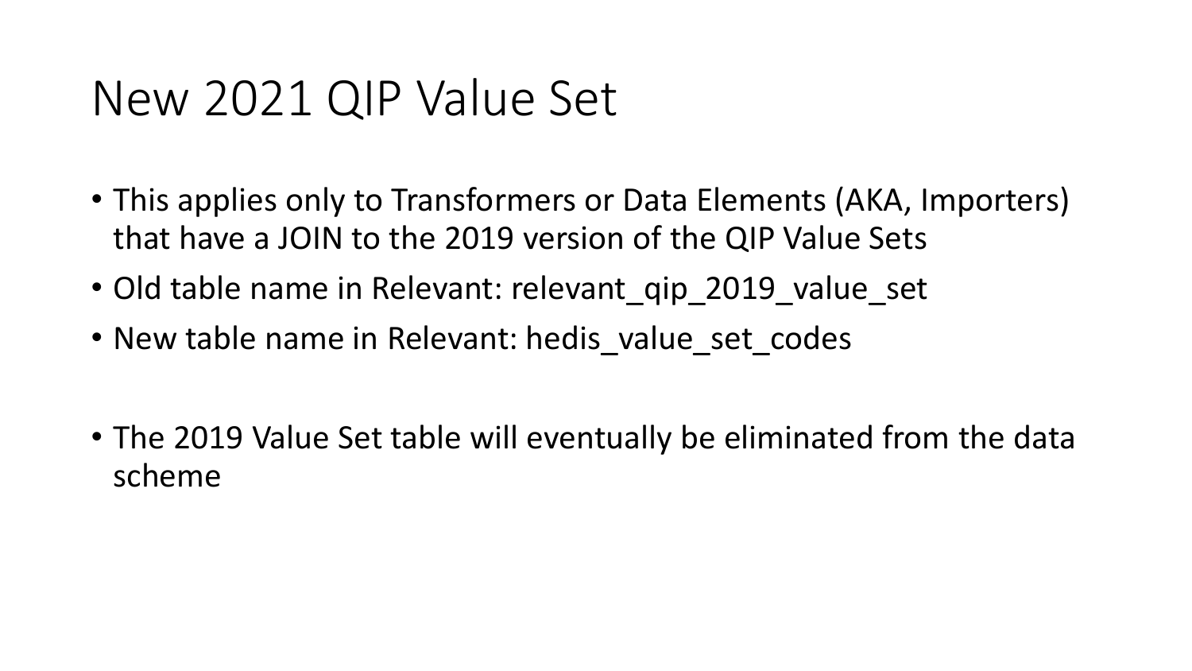# New 2021 QIP Value Set

- This applies only to Transformers or Data Elements (AKA, Importers) that have a JOIN to the 2019 version of the QIP Value Sets
- Old table name in Relevant: relevant_qip_2019_value_set
- New table name in Relevant: hedis_value_set_codes
- The 2019 Value Set table will eventually be eliminated from the data scheme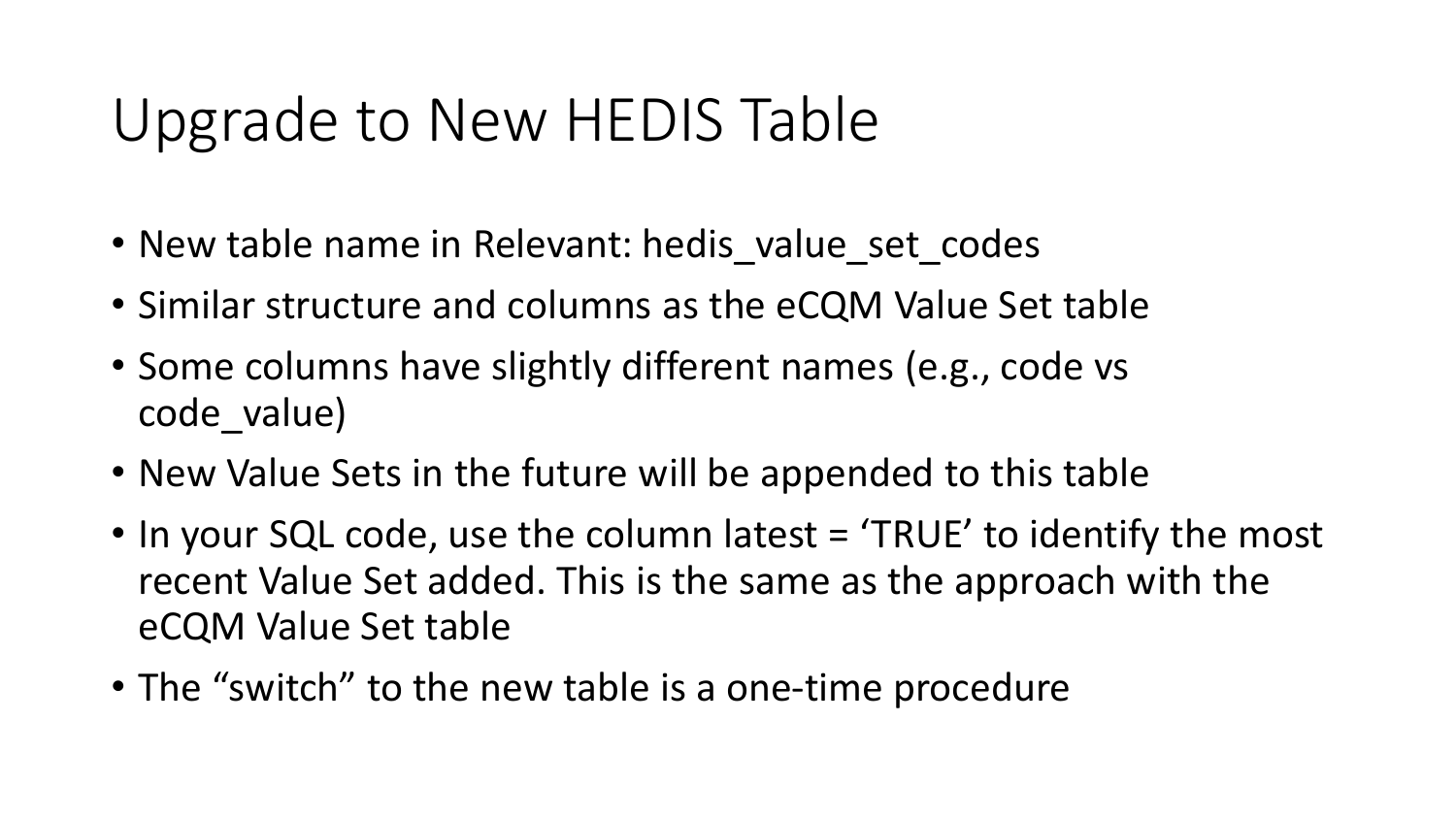# Upgrade to New HEDIS Table

- New table name in Relevant: hedis_value_set_codes
- Similar structure and columns as the eCQM Value Set table
- Some columns have slightly different names (e.g., code vs code_value)
- New Value Sets in the future will be appended to this table
- In your SQL code, use the column latest = 'TRUE' to identify the most recent Value Set added. This is the same as the approach with the eCQM Value Set table
- The "switch" to the new table is a one-time procedure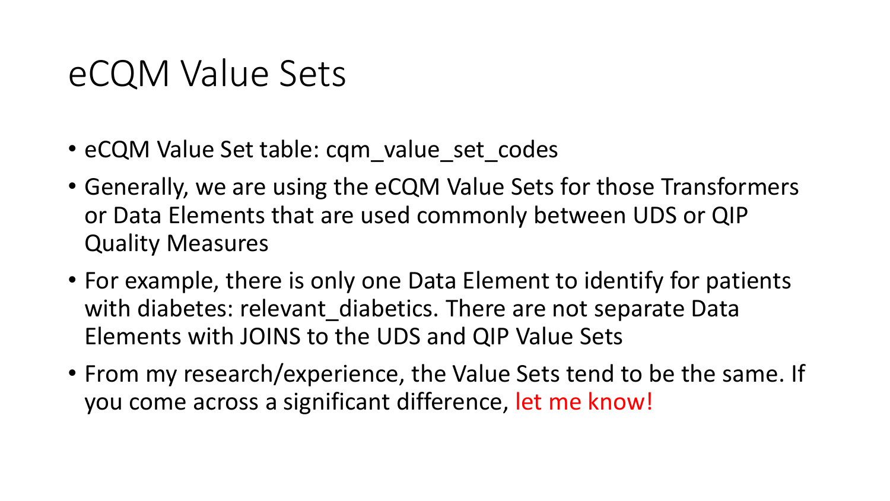# eCQM Value Sets

- eCQM Value Set table: cqm_value_set_codes
- Generally, we are using the eCQM Value Sets for those Transformers or Data Elements that are used commonly between UDS or QIP Quality Measures
- For example, there is only one Data Element to identify for patients with diabetes: relevant_diabetics. There are not separate Data Elements with JOINS to the UDS and QIP Value Sets
- From my research/experience, the Value Sets tend to be the same. If you come across a significant difference, let me know!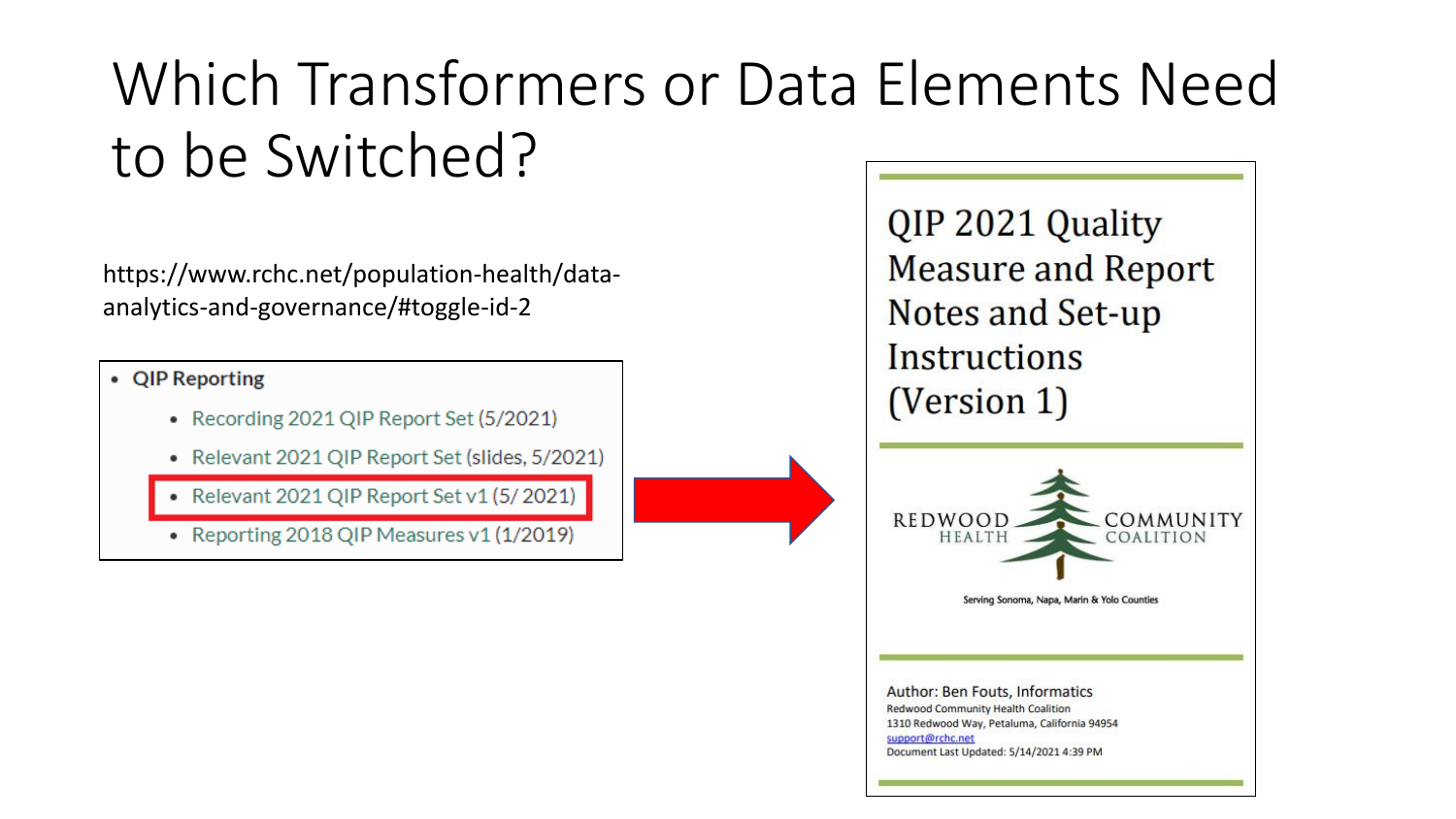# Which Transformers or Data Elements Need to be Switched?

https://www.rchc.net/population-health/data-analytics-and-governance/#toggle-id-2

- **QIP Reporting**
  - Recording 2021 QIP Report Set (5/2021)
  - Relevant 2021 QIP Report Set (slides, 5/2021)
  - Relevant 2021 QIP Report Set v1 (5/ 2021)
  - Reporting 2018 QIP Measures v1 (1/2019)

QIP 2021 Quality Measure and Report Notes and Set-up Instructions (Version 1)

REDWOOD HEALTH COMMUNITY COALITION

Serving Sonoma, Napa, Marin & Yolo Counties

Author: Ben Fouts, Informatics
Redwood Community Health Coalition
1310 Redwood Way, Petaluma, California 94954
support@rchc.net
Document Last Updated: 5/14/2021 4:39 PM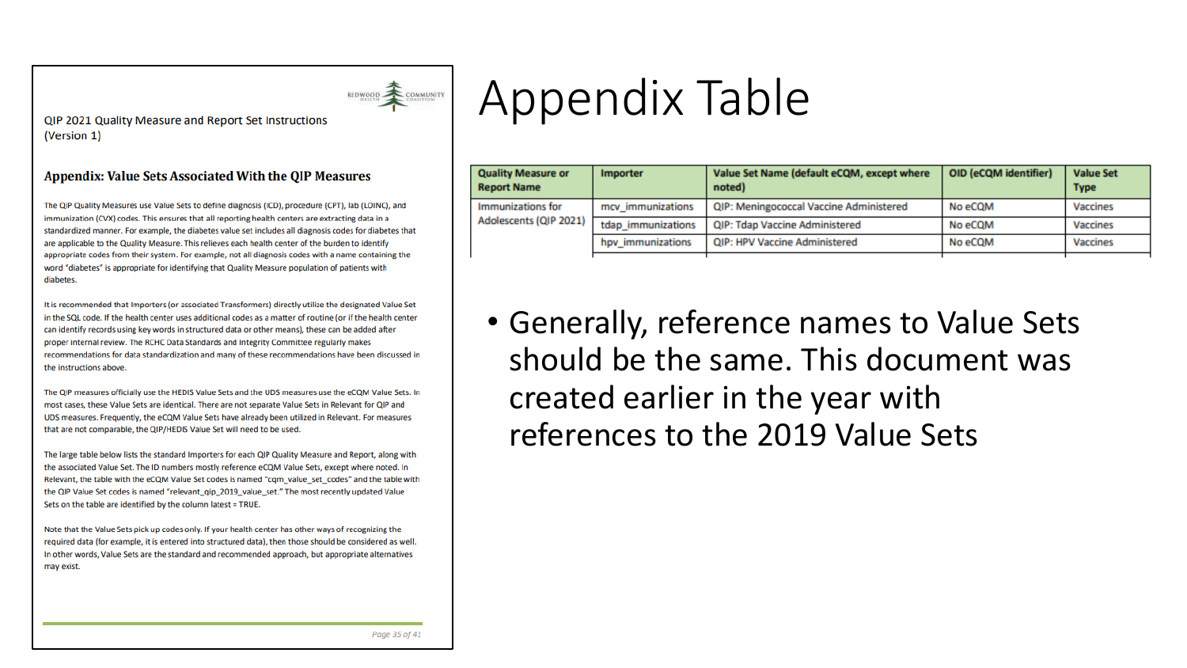QIP 2021 Quality Measure and Report Set Instructions
(Version 1)

## Appendix: Value Sets Associated With the QIP Measures

The QIP Quality Measures use Value Sets to define diagnosis (ICD), procedure (CPT), lab (LOINC), and immunization (CVX) codes. This ensures that all reporting health centers are extracting data in a standardized manner. For example, the diabetes value set includes all diagnosis codes for diabetes that are applicable to the Quality Measure. This relieves each health center of the burden to identify appropriate codes from their system. For example, not all diagnosis codes with a name containing the word "diabetes" is appropriate for identifying that Quality Measure population of patients with diabetes.

It is recommended that Importers (or associated Transformers) directly utilize the designated Value Set in the SQL code. If the health center uses additional codes as a matter of routine (or if the health center can identify records using key words in structured data or other means), these can be added after proper internal review. The RCHC Data Standards and Integrity Committee regularly makes recommendations for data standardization and many of these recommendations have been discussed in the instructions above.

The QIP measures officially use the HEDIS Value Sets and the UDS measures use the eCQM Value Sets. In most cases, these Value Sets are identical. There are not separate Value Sets in Relevant for QIP and UDS measures. Frequently, the eCQM Value Sets have already been utilized in Relevant. For measures that are not comparable, the QIP/HEDIS Value Set will need to be used.

The large table below lists the standard Importers for each QIP Quality Measure and Report, along with the associated Value Set. The ID numbers mostly reference eCQM Value Sets, except where noted. In Relevant, the table with the eCQM Value Set codes is named "cqm_value_set_codes" and the table with the QIP Value Set codes is named "relevant_qip_2019_value_set." The most recently updated Value Sets on the table are identified by the column latest = TRUE.

Note that the Value Sets pick up codes only. If your health center has other ways of recognizing the required data (for example, it is entered into structured data), then those should be considered as well. In other words, Value Sets are the standard and recommended approach, but appropriate alternatives may exist.

# Appendix Table

| Quality Measure or Report Name | Importer | Value Set Name (default eCQM, except where noted) | OID (eCQM identifier) | Value Set Type |
|---|---|---|---|---|
| Immunizations for Adolescents (QIP 2021) | mcv_immunizations | QIP: Meningococcal Vaccine Administered | No eCQM | Vaccines |
| | tdap_immunizations | QIP: Tdap Vaccine Administered | No eCQM | Vaccines |
| | hpv_immunizations | QIP: HPV Vaccine Administered | No eCQM | Vaccines |

- Generally, reference names to Value Sets should be the same. This document was created earlier in the year with references to the 2019 Value Sets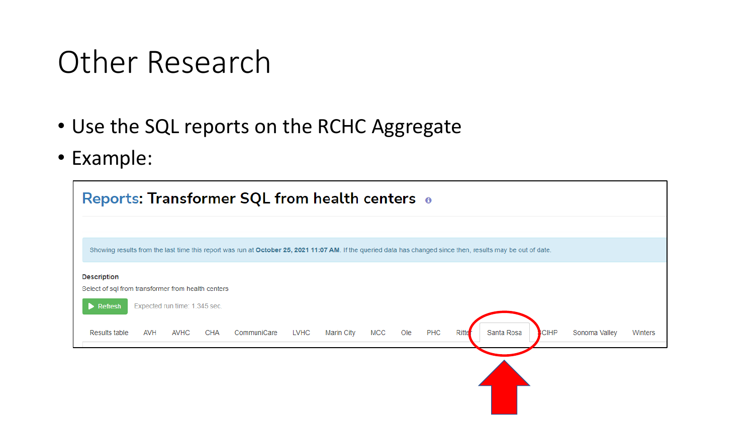# Other Research

- Use the SQL reports on the RCHC Aggregate
- Example:

**Reports: Transformer SQL from health centers**

Showing results from the last time this report was run at **October 25, 2021 11:07 AM**. If the queried data has changed since then, results may be out of date.

**Description**

Select of sql from transformer from health centers

Refresh — Expected run time: 1.345 sec.

Results table | AVH | AVHC | CHA | CommuniCare | LVHC | Marin City | MCC | Ole | PHC | Ritter | Santa Rosa | SCIHP | Sonoma Valley | Winters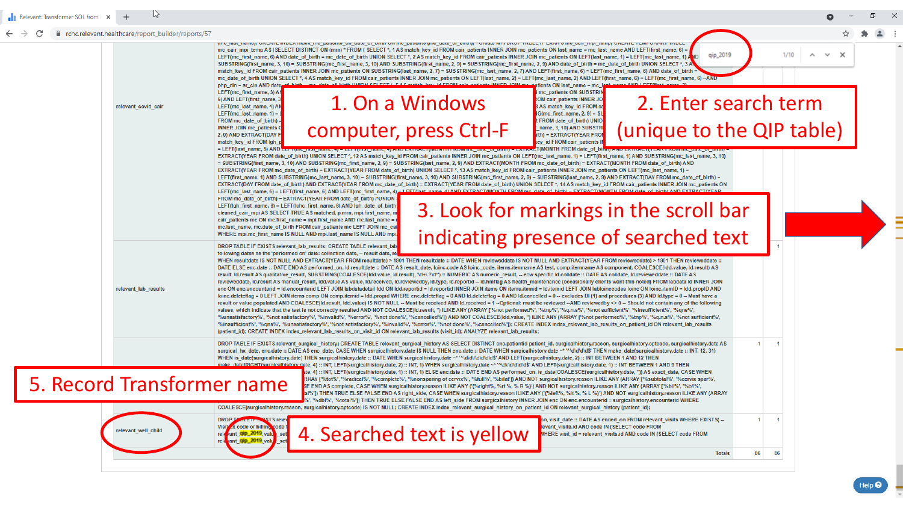1. On a Windows computer, press Ctrl-F

2. Enter search term (unique to the QIP table)

3. Look for markings in the scroll bar indicating presence of searched text

4. Searched text is yellow

5. Record Transformer name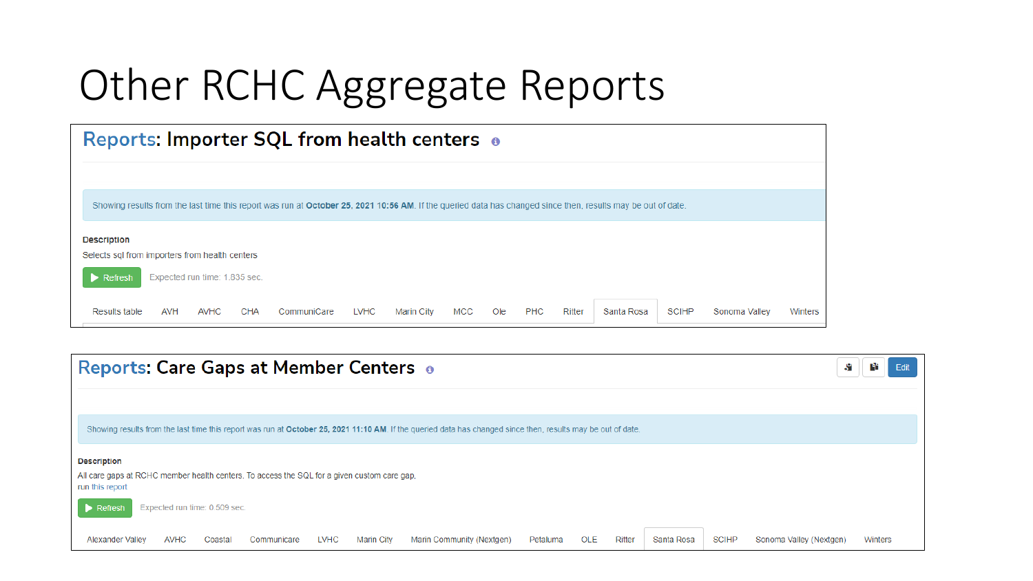# Other RCHC Aggregate Reports

## Reports: Importer SQL from health centers

Showing results from the last time this report was run at **October 25, 2021 10:56 AM**. If the queried data has changed since then, results may be out of date.

**Description**

Selects sql from importers from health centers

Refresh   Expected run time: 1.835 sec.

Results table | AVH | AVHC | CHA | CommuniCare | LVHC | Marin City | MCC | Ole | PHC | Ritter | Santa Rosa | SCIHP | Sonoma Valley | Winters

## Reports: Care Gaps at Member Centers

Edit

Showing results from the last time this report was run at **October 25, 2021 11:10 AM**. If the queried data has changed since then, results may be out of date.

**Description**

All care gaps at RCHC member health centers. To access the SQL for a given custom care gap, run this report

Refresh   Expected run time: 0.509 sec.

Alexander Valley | AVHC | Coastal | Communicare | LVHC | Marin City | Marin Community (Nextgen) | Petaluma | OLE | Ritter | Santa Rosa | SCIHP | Sonoma Valley (Nextgen) | Winters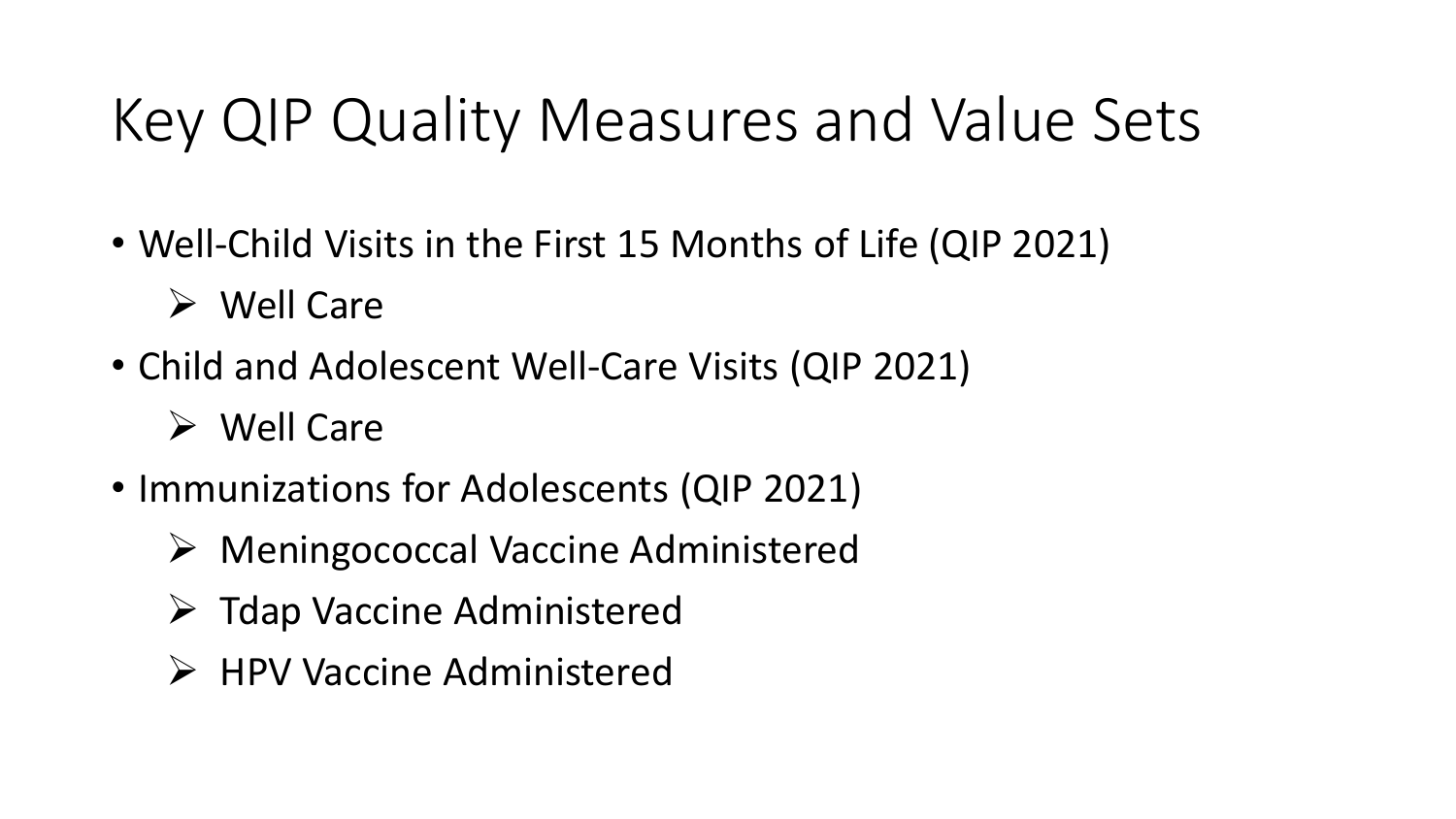# Key QIP Quality Measures and Value Sets

- Well-Child Visits in the First 15 Months of Life (QIP 2021)
  - Well Care
- Child and Adolescent Well-Care Visits (QIP 2021)
  - Well Care
- Immunizations for Adolescents (QIP 2021)
  - Meningococcal Vaccine Administered
  - Tdap Vaccine Administered
  - HPV Vaccine Administered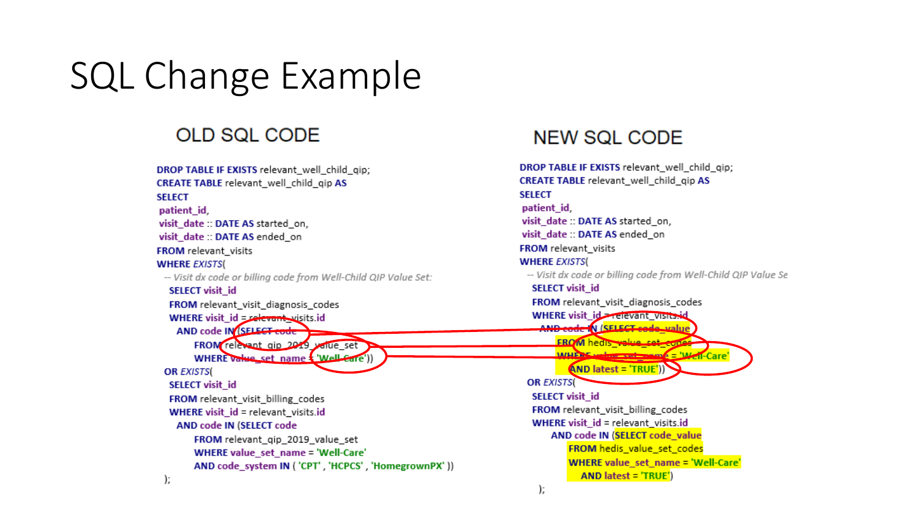# SQL Change Example

## OLD SQL CODE

```
DROP TABLE IF EXISTS relevant_well_child_qip;
CREATE TABLE relevant_well_child_qip AS
SELECT
 patient_id,
 visit_date :: DATE AS started_on,
 visit_date :: DATE AS ended_on
FROM relevant_visits
WHERE EXISTS(
  -- Visit dx code or billing code from Well-Child QIP Value Set:
   SELECT visit_id
   FROM relevant_visit_diagnosis_codes
   WHERE visit_id = relevant_visits.id
     AND code IN (SELECT code
        FROM relevant_qip_2019_value_set
        WHERE value_set_name = 'Well-Care'))
  OR EXISTS(
   SELECT visit_id
   FROM relevant_visit_billing_codes
   WHERE visit_id = relevant_visits.id
     AND code IN (SELECT code
        FROM relevant_qip_2019_value_set
        WHERE value_set_name = 'Well-Care'
        AND code_system IN ( 'CPT' , 'HCPCS' , 'HomegrownPX' ))
  );
```

## NEW SQL CODE

```
DROP TABLE IF EXISTS relevant_well_child_qip;
CREATE TABLE relevant_well_child_qip AS
SELECT
 patient_id,
 visit_date :: DATE AS started_on,
 visit_date :: DATE AS ended_on
FROM relevant_visits
WHERE EXISTS(
  -- Visit dx code or billing code from Well-Child QIP Value Se
   SELECT visit_id
   FROM relevant_visit_diagnosis_codes
   WHERE visit_id = relevant_visits.id
     AND code IN (SELECT code_value
        FROM hedis_value_set_codes
        WHERE value_set_name = 'Well-Care'
        AND latest = 'TRUE'))
  OR EXISTS(
   SELECT visit_id
   FROM relevant_visit_billing_codes
   WHERE visit_id = relevant_visits.id
     AND code IN (SELECT code_value
        FROM hedis_value_set_codes
        WHERE value_set_name = 'Well-Care'
          AND latest = 'TRUE')
  );
```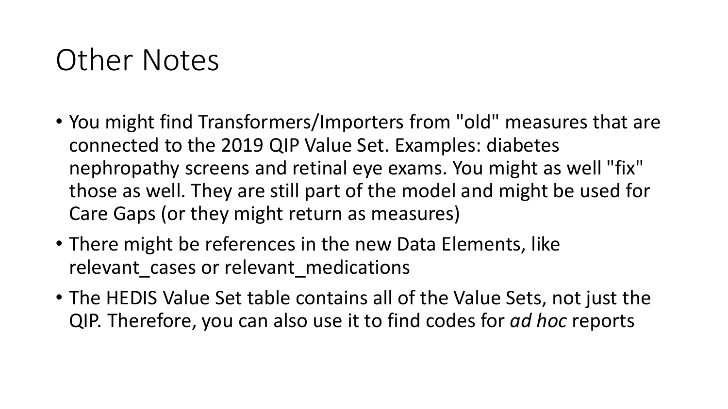# Other Notes

- You might find Transformers/Importers from "old" measures that are connected to the 2019 QIP Value Set. Examples: diabetes nephropathy screens and retinal eye exams. You might as well "fix" those as well. They are still part of the model and might be used for Care Gaps (or they might return as measures)
- There might be references in the new Data Elements, like relevant_cases or relevant_medications
- The HEDIS Value Set table contains all of the Value Sets, not just the QIP. Therefore, you can also use it to find codes for *ad hoc* reports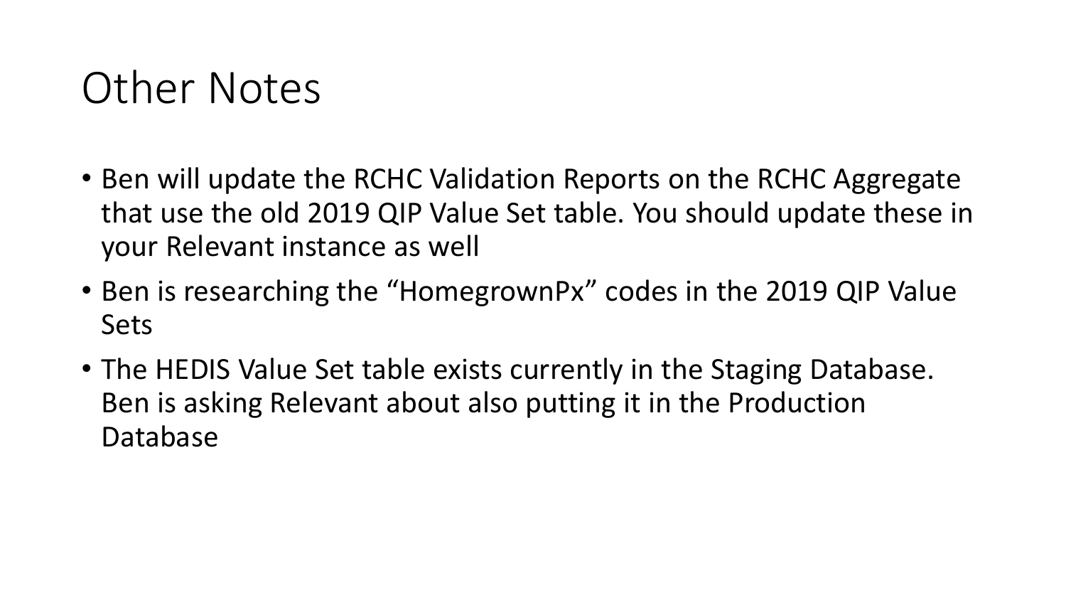# Other Notes

- Ben will update the RCHC Validation Reports on the RCHC Aggregate that use the old 2019 QIP Value Set table. You should update these in your Relevant instance as well
- Ben is researching the “HomegrownPx” codes in the 2019 QIP Value Sets
- The HEDIS Value Set table exists currently in the Staging Database. Ben is asking Relevant about also putting it in the Production Database